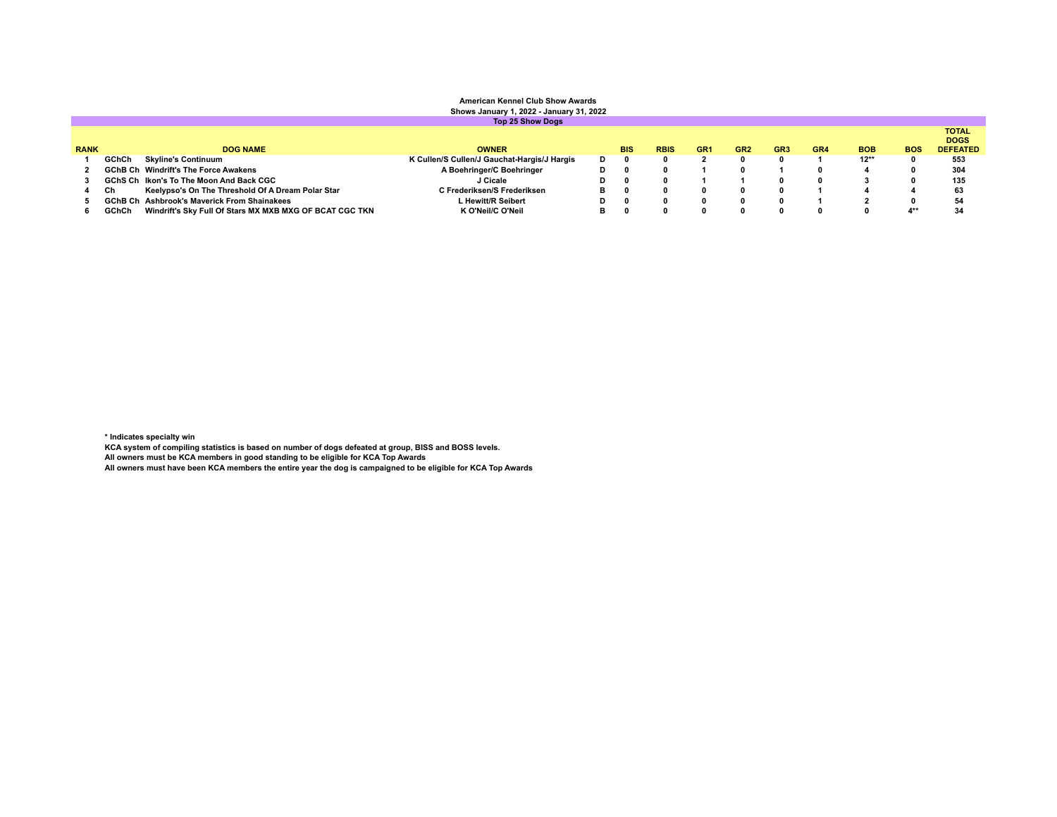**American Kennel Club Show Awards**

**Shows January 1, 2022 - January 31, 2022**

**Top 25 Show Dogs**

| RANK | | DOG NAME | OWNER | | BIS | RBIS | GR1 | GR2 | GR3 | GR4 | BOB | BOS | TOTAL DOGS DEFEATED |
|---|---|---|---|---|---|---|---|---|---|---|---|---|---|
| 1 | GChCh | Skyline's Continuum | K Cullen/S Cullen/J Gauchat-Hargis/J Hargis | D | 0 | 0 | 2 | 0 | 0 | 1 | 12** | 0 | 553 |
| 2 | GChB Ch | Windrift's The Force Awakens | A Boehringer/C Boehringer | D | 0 | 0 | 1 | 0 | 1 | 0 | 4 | 0 | 304 |
| 3 | GChS Ch | Ikon's To The Moon And Back CGC | J Cicale | D | 0 | 0 | 1 | 1 | 0 | 0 | 3 | 0 | 135 |
| 4 | Ch | Keelypso's On The Threshold Of A Dream Polar Star | C Frederiksen/S Frederiksen | B | 0 | 0 | 0 | 0 | 0 | 1 | 4 | 4 | 63 |
| 5 | GChB Ch | Ashbrook's Maverick From Shainakees | L Hewitt/R Seibert | D | 0 | 0 | 0 | 0 | 0 | 1 | 2 | 0 | 54 |
| 6 | GChCh | Windrift's Sky Full Of Stars MX MXB MXG OF BCAT CGC TKN | K O'Neil/C O'Neil | B | 0 | 0 | 0 | 0 | 0 | 0 | 0 | 4** | 34 |

\* Indicates specialty win

KCA system of compiling statistics is based on number of dogs defeated at group, BISS and BOSS levels.

All owners must be KCA members in good standing to be eligible for KCA Top Awards

All owners must have been KCA members the entire year the dog is campaigned to be eligible for KCA Top Awards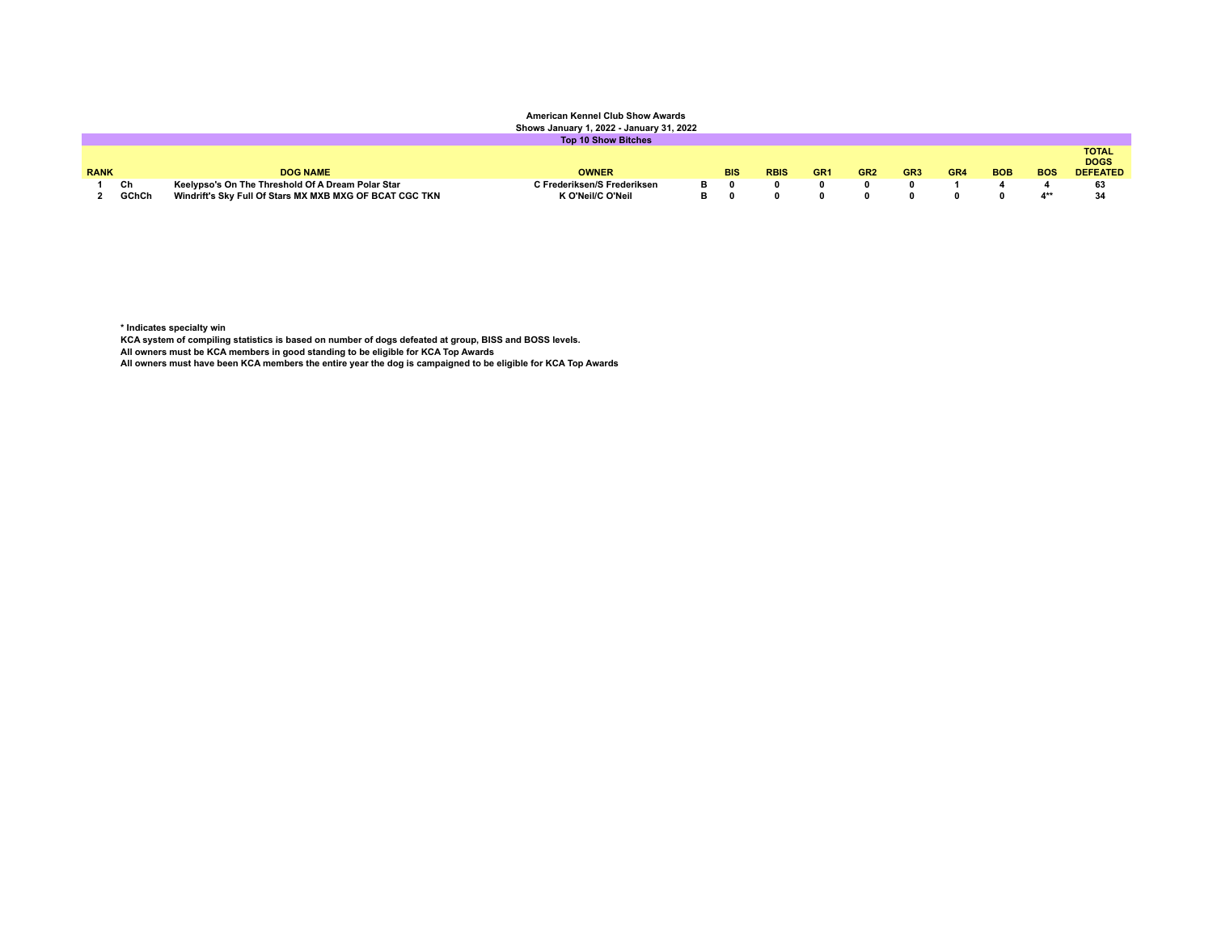**American Kennel Club Show Awards**

**Shows January 1, 2022 - January 31, 2022**

**Top 10 Show Bitches**

| RANK | | DOG NAME | OWNER | | BIS | RBIS | GR1 | GR2 | GR3 | GR4 | BOB | BOS | TOTAL DOGS DEFEATED |
|---|---|---|---|---|---|---|---|---|---|---|---|---|---|
| 1 | Ch | Keelypso's On The Threshold Of A Dream Polar Star | C Frederiksen/S Frederiksen | B | 0 | 0 | 0 | 0 | 0 | 1 | 4 | 4 | 63 |
| 2 | GChCh | Windrift's Sky Full Of Stars MX MXB MXG OF BCAT CGC TKN | K O'Neil/C O'Neil | B | 0 | 0 | 0 | 0 | 0 | 0 | 0 | 4** | 34 |

**\* Indicates specialty win**

**KCA system of compiling statistics is based on number of dogs defeated at group, BISS and BOSS levels.**

**All owners must be KCA members in good standing to be eligible for KCA Top Awards**

**All owners must have been KCA members the entire year the dog is campaigned to be eligible for KCA Top Awards**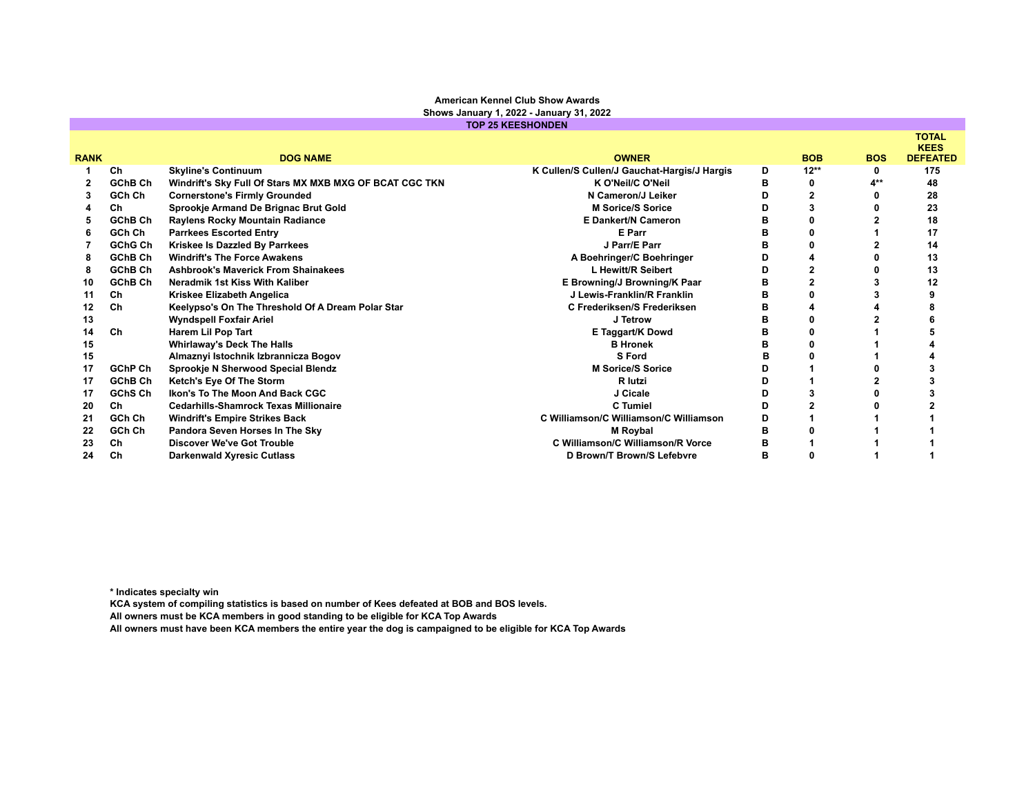**American Kennel Club Show Awards**

**Shows January 1, 2022 - January 31, 2022**

**TOP 25 KEESHONDEN**

| RANK | | DOG NAME | OWNER | | BOB | BOS | TOTAL KEES DEFEATED |
|---|---|---|---|---|---|---|---|
| 1 | Ch | Skyline's Continuum | K Cullen/S Cullen/J Gauchat-Hargis/J Hargis | D | 12** | 0 | 175 |
| 2 | GChB Ch | Windrift's Sky Full Of Stars MX MXB MXG OF BCAT CGC TKN | K O'Neil/C O'Neil | B | 0 | 4** | 48 |
| 3 | GCh Ch | Cornerstone's Firmly Grounded | N Cameron/J Leiker | D | 2 | 0 | 28 |
| 4 | Ch | Sprookje Armand De Brignac Brut Gold | M Sorice/S Sorice | D | 3 | 0 | 23 |
| 5 | GChB Ch | Raylens Rocky Mountain Radiance | E Dankert/N Cameron | B | 0 | 2 | 18 |
| 6 | GCh Ch | Parrkees Escorted Entry | E Parr | B | 0 | 1 | 17 |
| 7 | GChG Ch | Kriskee Is Dazzled By Parrkees | J Parr/E Parr | B | 0 | 2 | 14 |
| 8 | GChB Ch | Windrift's The Force Awakens | A Boehringer/C Boehringer | D | 4 | 0 | 13 |
| 8 | GChB Ch | Ashbrook's Maverick From Shainakees | L Hewitt/R Seibert | D | 2 | 0 | 13 |
| 10 | GChB Ch | Neradmik 1st Kiss With Kaliber | E Browning/J Browning/K Paar | B | 2 | 3 | 12 |
| 11 | Ch | Kriskee Elizabeth Angelica | J Lewis-Franklin/R Franklin | B | 0 | 3 | 9 |
| 12 | Ch | Keelypso's On The Threshold Of A Dream Polar Star | C Frederiksen/S Frederiksen | B | 4 | 4 | 8 |
| 13 | | Wyndspell Foxfair Ariel | J Tetrow | B | 0 | 2 | 6 |
| 14 | Ch | Harem Lil Pop Tart | E Taggart/K Dowd | B | 0 | 1 | 5 |
| 15 | | Whirlaway's Deck The Halls | B Hronek | B | 0 | 1 | 4 |
| 15 | | Almaznyi Istochnik Izbrannicza Bogov | S Ford | B | 0 | 1 | 4 |
| 17 | GChP Ch | Sprookje N Sherwood Special Blendz | M Sorice/S Sorice | D | 1 | 0 | 3 |
| 17 | GChB Ch | Ketch's Eye Of The Storm | R Iutzi | D | 1 | 2 | 3 |
| 17 | GChS Ch | Ikon's To The Moon And Back CGC | J Cicale | D | 3 | 0 | 3 |
| 20 | Ch | Cedarhills-Shamrock Texas Millionaire | C Tumiel | D | 2 | 0 | 2 |
| 21 | GCh Ch | Windrift's Empire Strikes Back | C Williamson/C Williamson/C Williamson | D | 1 | 1 | 1 |
| 22 | GCh Ch | Pandora Seven Horses In The Sky | M Roybal | B | 0 | 1 | 1 |
| 23 | Ch | Discover We've Got Trouble | C Williamson/C Williamson/R Vorce | B | 1 | 1 | 1 |
| 24 | Ch | Darkenwald Xyresic Cutlass | D Brown/T Brown/S Lefebvre | B | 0 | 1 | 1 |

* Indicates specialty win

KCA system of compiling statistics is based on number of Kees defeated at BOB and BOS levels.

All owners must be KCA members in good standing to be eligible for KCA Top Awards

All owners must have been KCA members the entire year the dog is campaigned to be eligible for KCA Top Awards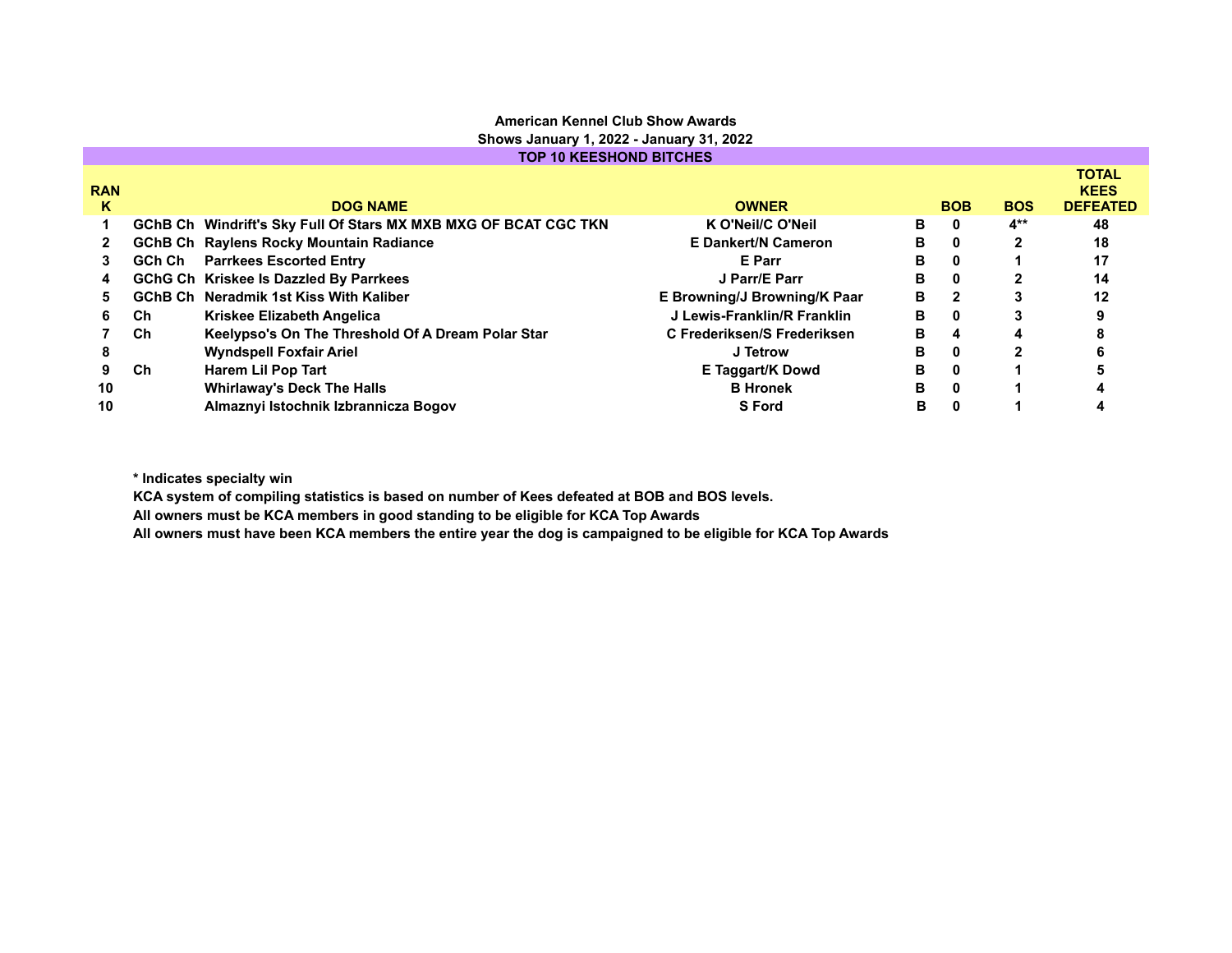**American Kennel Club Show Awards**

**Shows January 1, 2022 - January 31, 2022**

**TOP 10 KEESHOND BITCHES**

| RANK | | DOG NAME | OWNER | | BOB | BOS | TOTAL KEES DEFEATED |
|---|---|---|---|---|---|---|---|
| 1 | GChB Ch | Windrift's Sky Full Of Stars MX MXB MXG OF BCAT CGC TKN | K O'Neil/C O'Neil | B | 0 | 4** | 48 |
| 2 | GChB Ch | Raylens Rocky Mountain Radiance | E Dankert/N Cameron | B | 0 | 2 | 18 |
| 3 | GCh Ch | Parrkees Escorted Entry | E Parr | B | 0 | 1 | 17 |
| 4 | GChG Ch | Kriskee Is Dazzled By Parrkees | J Parr/E Parr | B | 0 | 2 | 14 |
| 5 | GChB Ch | Neradmik 1st Kiss With Kaliber | E Browning/J Browning/K Paar | B | 2 | 3 | 12 |
| 6 | Ch | Kriskee Elizabeth Angelica | J Lewis-Franklin/R Franklin | B | 0 | 3 | 9 |
| 7 | Ch | Keelypso's On The Threshold Of A Dream Polar Star | C Frederiksen/S Frederiksen | B | 4 | 4 | 8 |
| 8 | | Wyndspell Foxfair Ariel | J Tetrow | B | 0 | 2 | 6 |
| 9 | Ch | Harem Lil Pop Tart | E Taggart/K Dowd | B | 0 | 1 | 5 |
| 10 | | Whirlaway's Deck The Halls | B Hronek | B | 0 | 1 | 4 |
| 10 | | Almaznyi Istochnik Izbrannicza Bogov | S Ford | B | 0 | 1 | 4 |

**\* Indicates specialty win**

**KCA system of compiling statistics is based on number of Kees defeated at BOB and BOS levels.**

**All owners must be KCA members in good standing to be eligible for KCA Top Awards**

**All owners must have been KCA members the entire year the dog is campaigned to be eligible for KCA Top Awards**